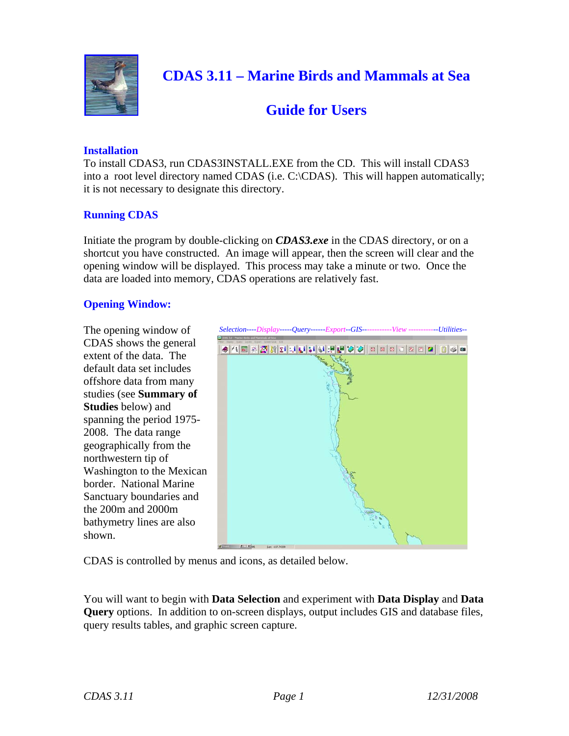# CDAS 3.11 – Marine Birds and Mammals at Sea

## Guide for Users

### Installation

To install CDAS3, run CDAS3INSTALL.EXE from the CD. This will install CDAS3 into a root level directory named CDAS (i.e. C:\CDAS). This will happen automatically; it is not necessary to designate this directory.

### Running CDAS

Initiate the program by double-clicking on ***CDAS3.exe*** in the CDAS directory, or on a shortcut you have constructed. An image will appear, then the screen will clear and the opening window will be displayed. This process may take a minute or two. Once the data are loaded into memory, CDAS operations are relatively fast.

### Opening Window:

The opening window of CDAS shows the general extent of the data. The default data set includes offshore data from many studies (see **Summary of Studies** below) and spanning the period 1975-2008. The data range geographically from the northwestern tip of Washington to the Mexican border. National Marine Sanctuary boundaries and the 200m and 2000m bathymetry lines are also shown.

*Selection----Display-----Query------Export--GIS-----------View -----------Utilities--*

CDAS is controlled by menus and icons, as detailed below.

You will want to begin with **Data Selection** and experiment with **Data Display** and **Data Query** options. In addition to on-screen displays, output includes GIS and database files, query results tables, and graphic screen capture.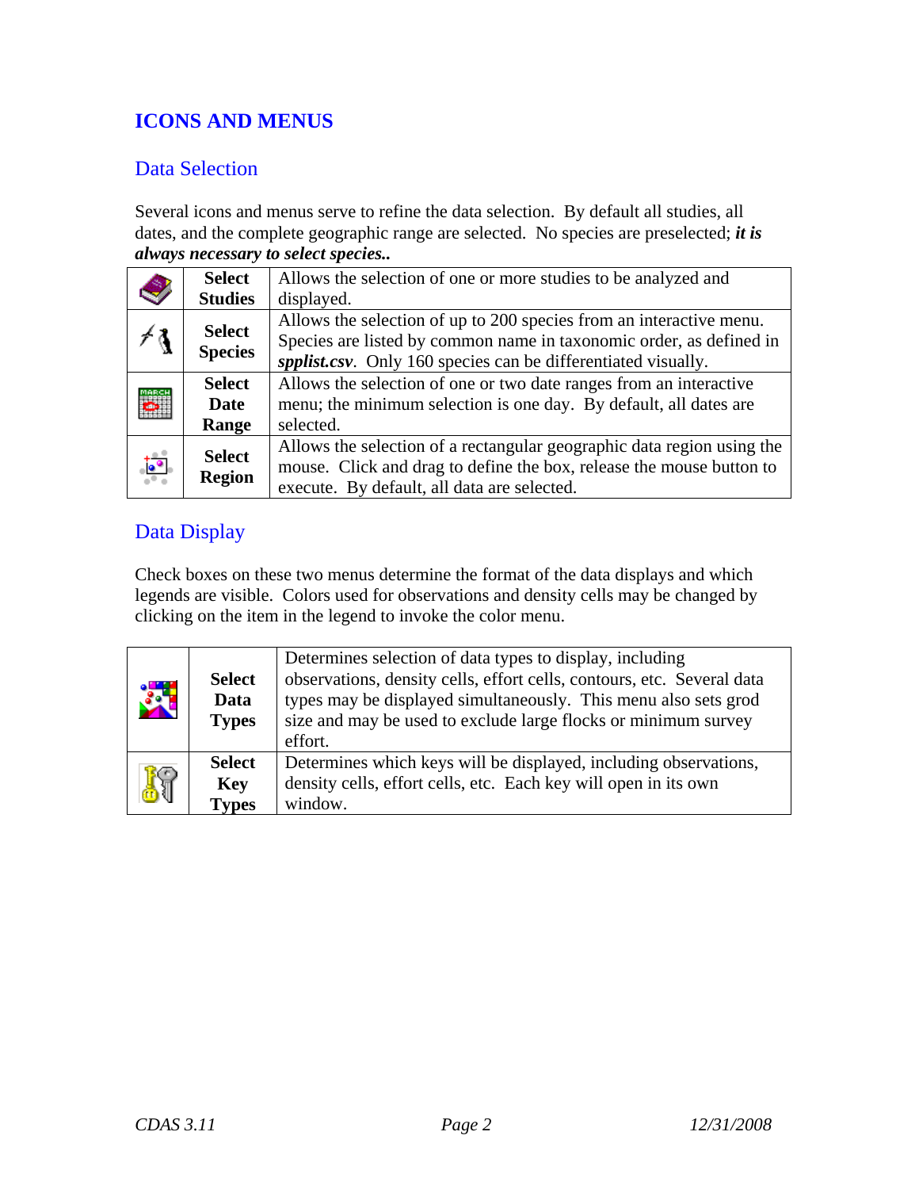# ICONS AND MENUS

## Data Selection

Several icons and menus serve to refine the data selection.  By default all studies, all dates, and the complete geographic range are selected.  No species are preselected; ***it is always necessary to select species..***

| | | |
|---|---|---|
| | **Select Studies** | Allows the selection of one or more studies to be analyzed and displayed. |
| | **Select Species** | Allows the selection of up to 200 species from an interactive menu.  Species are listed by common name in taxonomic order, as defined in ***spplist.csv***.  Only 160 species can be differentiated visually. |
| | **Select Date Range** | Allows the selection of one or two date ranges from an interactive menu; the minimum selection is one day.  By default, all dates are selected. |
| | **Select Region** | Allows the selection of a rectangular geographic data region using the mouse.  Click and drag to define the box, release the mouse button to execute.  By default, all data are selected. |

## Data Display

Check boxes on these two menus determine the format of the data displays and which legends are visible.  Colors used for observations and density cells may be changed by clicking on the item in the legend to invoke the color menu.

| | | |
|---|---|---|
| | **Select Data Types** | Determines selection of data types to display, including observations, density cells, effort cells, contours, etc.  Several data types may be displayed simultaneously.  This menu also sets grod size and may be used to exclude large flocks or minimum survey effort. |
| | **Select Key Types** | Determines which keys will be displayed, including observations, density cells, effort cells, etc.  Each key will open in its own window. |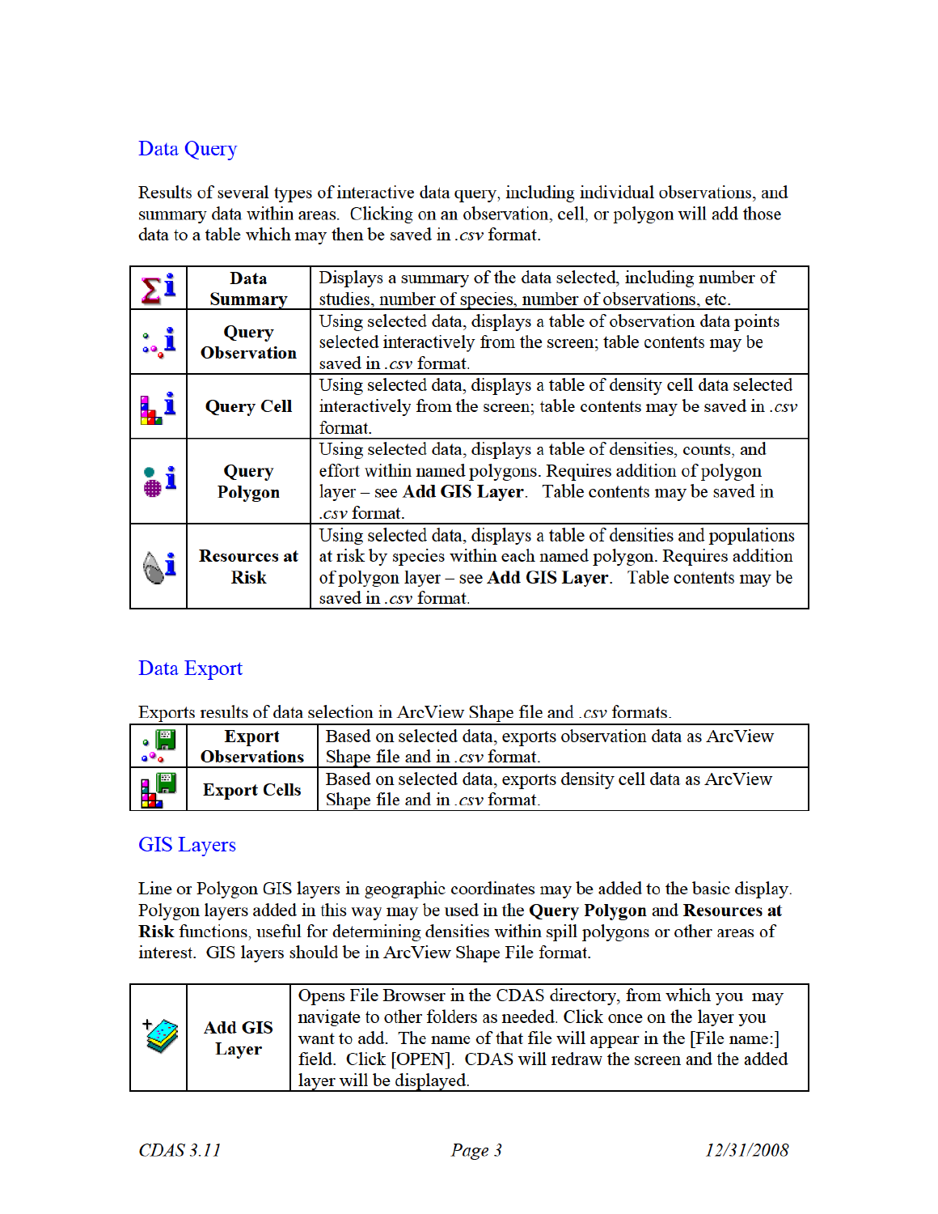## Data Query

Results of several types of interactive data query, including individual observations, and summary data within areas. Clicking on an observation, cell, or polygon will add those data to a table which may then be saved in *.csv* format.

| | | |
|---|---|---|
| | **Data Summary** | Displays a summary of the data selected, including number of studies, number of species, number of observations, etc. |
| | **Query Observation** | Using selected data, displays a table of observation data points selected interactively from the screen; table contents may be saved in *.csv* format. |
| | **Query Cell** | Using selected data, displays a table of density cell data selected interactively from the screen; table contents may be saved in *.csv* format. |
| | **Query Polygon** | Using selected data, displays a table of densities, counts, and effort within named polygons. Requires addition of polygon layer – see **Add GIS Layer**. Table contents may be saved in *.csv* format. |
| | **Resources at Risk** | Using selected data, displays a table of densities and populations at risk by species within each named polygon. Requires addition of polygon layer – see **Add GIS Layer**. Table contents may be saved in *.csv* format. |

## Data Export

Exports results of data selection in ArcView Shape file and *.csv* formats.

| | | |
|---|---|---|
| | **Export Observations** | Based on selected data, exports observation data as ArcView Shape file and in *.csv* format. |
| | **Export Cells** | Based on selected data, exports density cell data as ArcView Shape file and in *.csv* format. |

## GIS Layers

Line or Polygon GIS layers in geographic coordinates may be added to the basic display. Polygon layers added in this way may be used in the **Query Polygon** and **Resources at Risk** functions, useful for determining densities within spill polygons or other areas of interest. GIS layers should be in ArcView Shape File format.

| | | |
|---|---|---|
| | **Add GIS Layer** | Opens File Browser in the CDAS directory, from which you may navigate to other folders as needed. Click once on the layer you want to add. The name of that file will appear in the [File name:] field. Click [OPEN]. CDAS will redraw the screen and the added layer will be displayed. |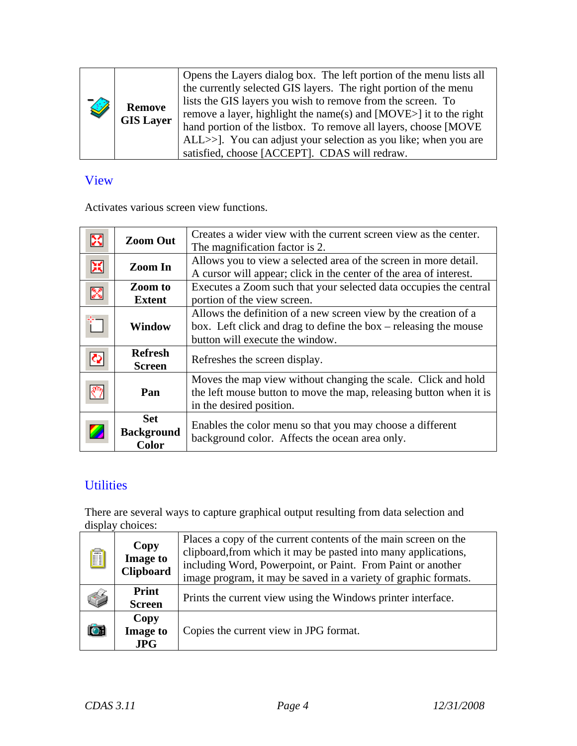| | | |
|---|---|---|
| | **Remove GIS Layer** | Opens the Layers dialog box. The left portion of the menu lists all the currently selected GIS layers. The right portion of the menu lists the GIS layers you wish to remove from the screen. To remove a layer, highlight the name(s) and [MOVE>] it to the right hand portion of the listbox. To remove all layers, choose [MOVE ALL>>]. You can adjust your selection as you like; when you are satisfied, choose [ACCEPT]. CDAS will redraw. |

## View

Activates various screen view functions.

| | | |
|---|---|---|
| | **Zoom Out** | Creates a wider view with the current screen view as the center. The magnification factor is 2. |
| | **Zoom In** | Allows you to view a selected area of the screen in more detail. A cursor will appear; click in the center of the area of interest. |
| | **Zoom to Extent** | Executes a Zoom such that your selected data occupies the central portion of the view screen. |
| | **Window** | Allows the definition of a new screen view by the creation of a box. Left click and drag to define the box – releasing the mouse button will execute the window. |
| | **Refresh Screen** | Refreshes the screen display. |
| | **Pan** | Moves the map view without changing the scale. Click and hold the left mouse button to move the map, releasing button when it is in the desired position. |
| | **Set Background Color** | Enables the color menu so that you may choose a different background color. Affects the ocean area only. |

## Utilities

There are several ways to capture graphical output resulting from data selection and display choices:

| | | |
|---|---|---|
| | **Copy Image to Clipboard** | Places a copy of the current contents of the main screen on the clipboard,from which it may be pasted into many applications, including Word, Powerpoint, or Paint. From Paint or another image program, it may be saved in a variety of graphic formats. |
| | **Print Screen** | Prints the current view using the Windows printer interface. |
| | **Copy Image to JPG** | Copies the current view in JPG format. |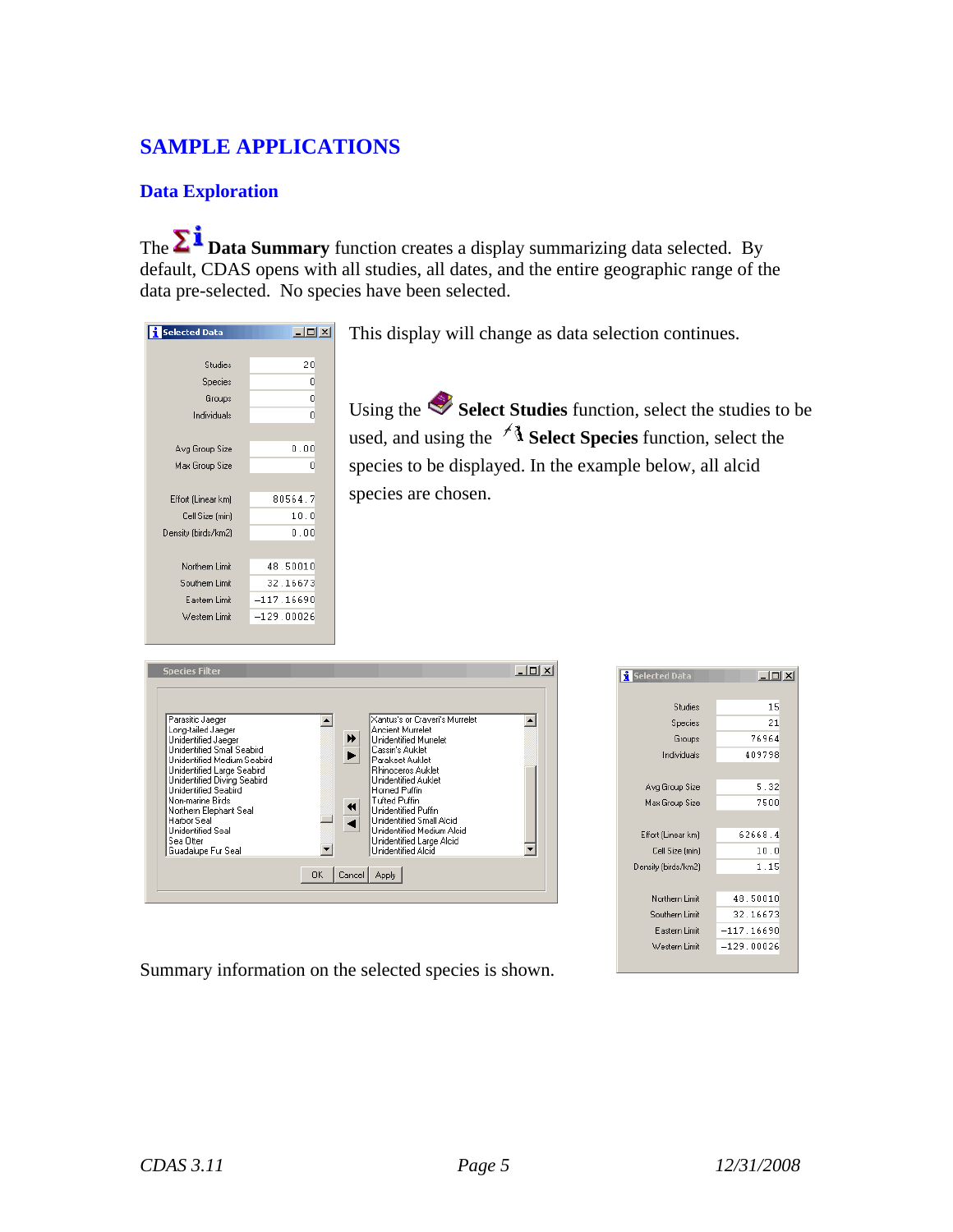## SAMPLE APPLICATIONS

### Data Exploration

The **Data Summary** function creates a display summarizing data selected. By default, CDAS opens with all studies, all dates, and the entire geographic range of the data pre-selected. No species have been selected.

**Selected Data**

| | |
|---|---|
| Studies | 20 |
| Species | 0 |
| Groups | 0 |
| Individuals | 0 |
| Avg Group Size | 0.00 |
| Max Group Size | 0 |
| Effort (Linear km) | 80564.7 |
| Cell Size (min) | 10.0 |
| Density (birds/km2) | 0.00 |
| Northern Limit | 48.50010 |
| Southern Limit | 32.16673 |
| Eastern Limit | -117.16690 |
| Western Limit | -129.00026 |

This display will change as data selection continues.

Using the **Select Studies** function, select the studies to be used, and using the **Select Species** function, select the species to be displayed. In the example below, all alcid species are chosen.

**Species Filter**

| Available | Selected |
|---|---|
| Parasitic Jaeger | Xantus's or Craveri's Murrelet |
| Long-tailed Jaeger | Ancient Murrelet |
| Unidentified Jaeger | Unidentified Murrelet |
| Unidentified Small Seabird | Cassin's Auklet |
| Unidentified Medium Seabird | Parakeet Auklet |
| Unidentified Large Seabird | Rhinoceros Auklet |
| Unidentified Diving Seabird | Unidentified Auklet |
| Unidentified Seabird | Horned Puffin |
| Non-marine Birds | Tufted Puffin |
| Northern Elephant Seal | Unidentified Puffin |
| Harbor Seal | Unidentified Small Alcid |
| Unidentified Seal | Unidentified Medium Alcid |
| Sea Otter | Unidentified Large Alcid |
| Guadalupe Fur Seal | Unidentified Alcid |

OK | Cancel | Apply

**Selected Data**

| | |
|---|---|
| Studies | 15 |
| Species | 21 |
| Groups | 76964 |
| Individuals | 409798 |
| Avg Group Size | 5.32 |
| Max Group Size | 7500 |
| Effort (Linear km) | 62668.4 |
| Cell Size (min) | 10.0 |
| Density (birds/km2) | 1.15 |
| Northern Limit | 48.50010 |
| Southern Limit | 32.16673 |
| Eastern Limit | -117.16690 |
| Western Limit | -129.00026 |

Summary information on the selected species is shown.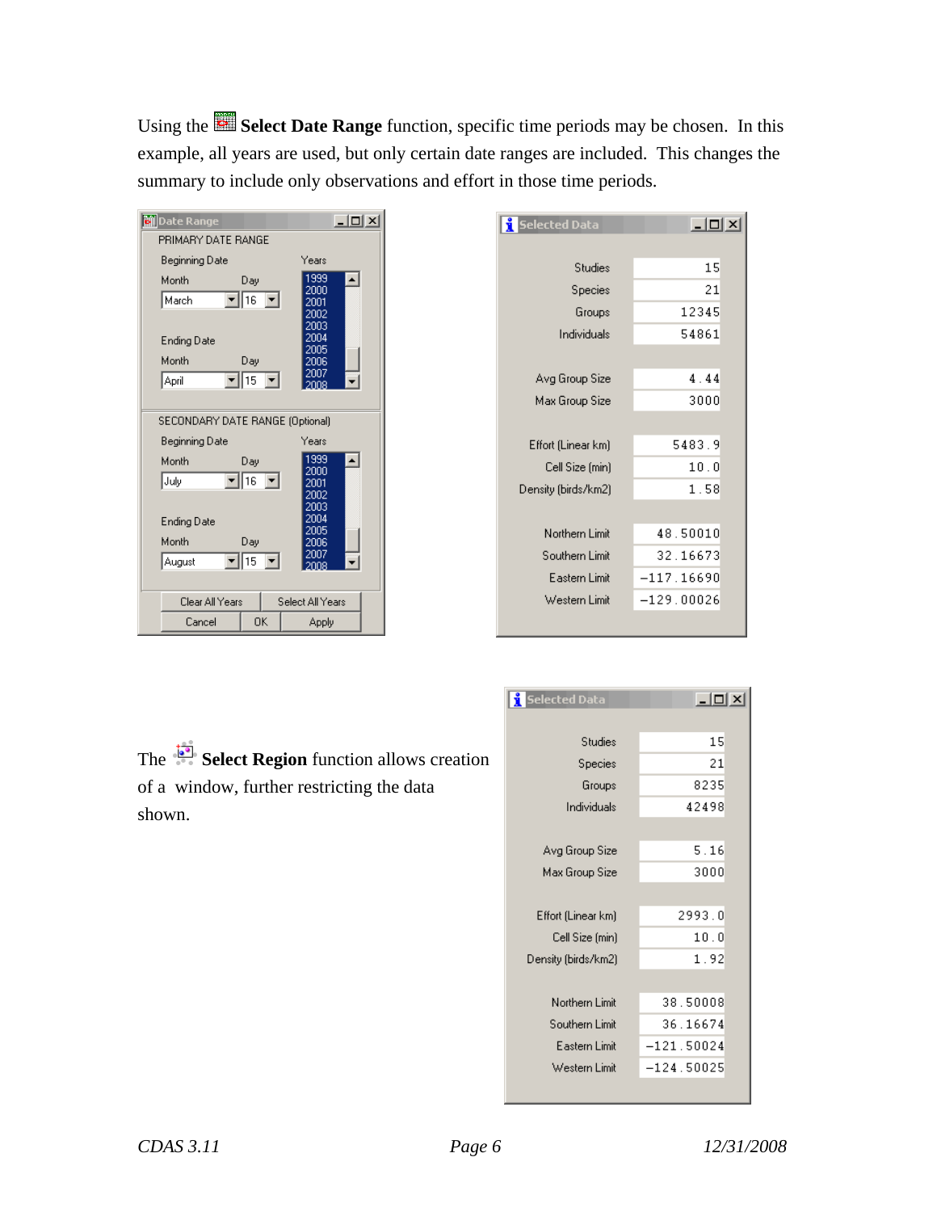Using the **Select Date Range** function, specific time periods may be chosen. In this example, all years are used, but only certain date ranges are included. This changes the summary to include only observations and effort in those time periods.

**Date Range**

PRIMARY DATE RANGE

| | Month | Day | Years |
|---|---|---|---|
| Beginning Date | March | 16 | 1999–2008 |
| Ending Date | April | 15 | |

SECONDARY DATE RANGE (Optional)

| | Month | Day | Years |
|---|---|---|---|
| Beginning Date | July | 16 | 1999–2008 |
| Ending Date | August | 15 | |

Clear All Years | Select All Years | Cancel | OK | Apply

**Selected Data**

| | |
|---|---|
| Studies | 15 |
| Species | 21 |
| Groups | 12345 |
| Individuals | 54861 |
| Avg Group Size | 4.44 |
| Max Group Size | 3000 |
| Effort (Linear km) | 5483.9 |
| Cell Size (min) | 10.0 |
| Density (birds/km2) | 1.58 |
| Northern Limit | 48.50010 |
| Southern Limit | 32.16673 |
| Eastern Limit | -117.16690 |
| Western Limit | -129.00026 |

The **Select Region** function allows creation of a window, further restricting the data shown.

**Selected Data**

| | |
|---|---|
| Studies | 15 |
| Species | 21 |
| Groups | 8235 |
| Individuals | 42498 |
| Avg Group Size | 5.16 |
| Max Group Size | 3000 |
| Effort (Linear km) | 2993.0 |
| Cell Size (min) | 10.0 |
| Density (birds/km2) | 1.92 |
| Northern Limit | 38.50008 |
| Southern Limit | 36.16674 |
| Eastern Limit | -121.50024 |
| Western Limit | -124.50025 |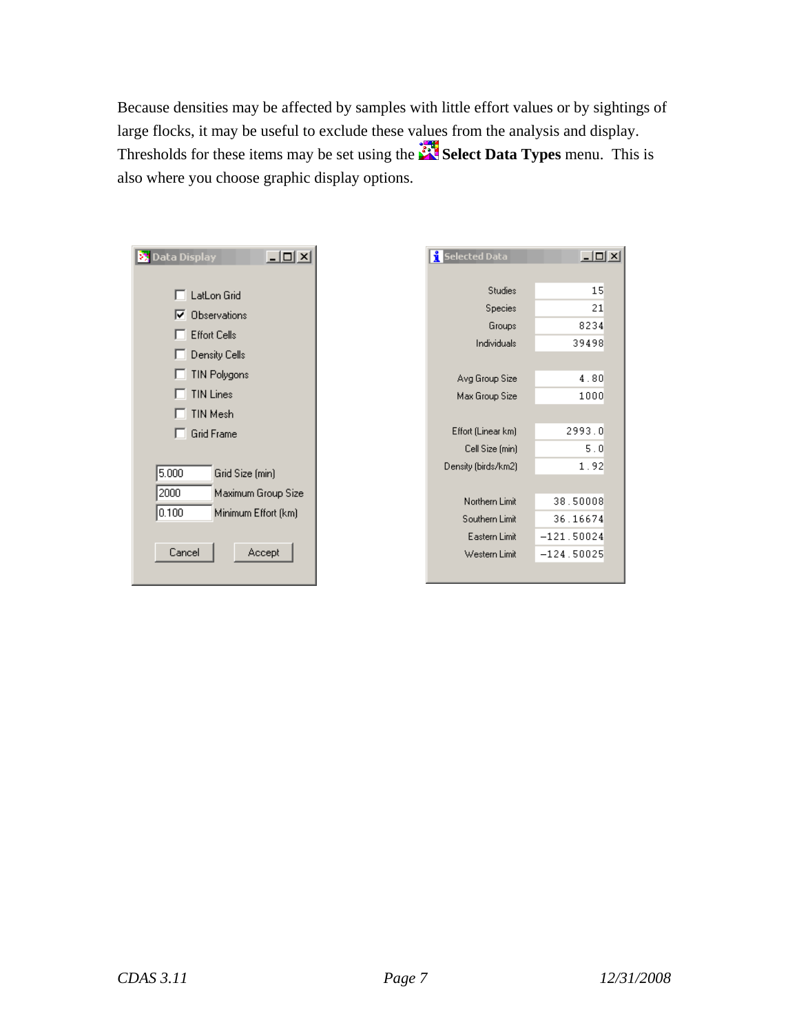Because densities may be affected by samples with little effort values or by sightings of large flocks, it may be useful to exclude these values from the analysis and display. Thresholds for these items may be set using the **Select Data Types** menu. This is also where you choose graphic display options.

**Data Display**

- [ ] LatLon Grid
- [x] Observations
- [ ] Effort Cells
- [ ] Density Cells
- [ ] TIN Polygons
- [ ] TIN Lines
- [ ] TIN Mesh
- [ ] Grid Frame

| Value | Setting |
| --- | --- |
| 5.000 | Grid Size (min) |
| 2000 | Maximum Group Size |
| 0.100 | Minimum Effort (km) |

Cancel | Accept

**Selected Data**

| Item | Value |
| --- | --- |
| Studies | 15 |
| Species | 21 |
| Groups | 8234 |
| Individuals | 39498 |
| Avg Group Size | 4.80 |
| Max Group Size | 1000 |
| Effort (Linear km) | 2993.0 |
| Cell Size (min) | 5.0 |
| Density (birds/km2) | 1.92 |
| Northern Limit | 38.50008 |
| Southern Limit | 36.16674 |
| Eastern Limit | −121.50024 |
| Western Limit | −124.50025 |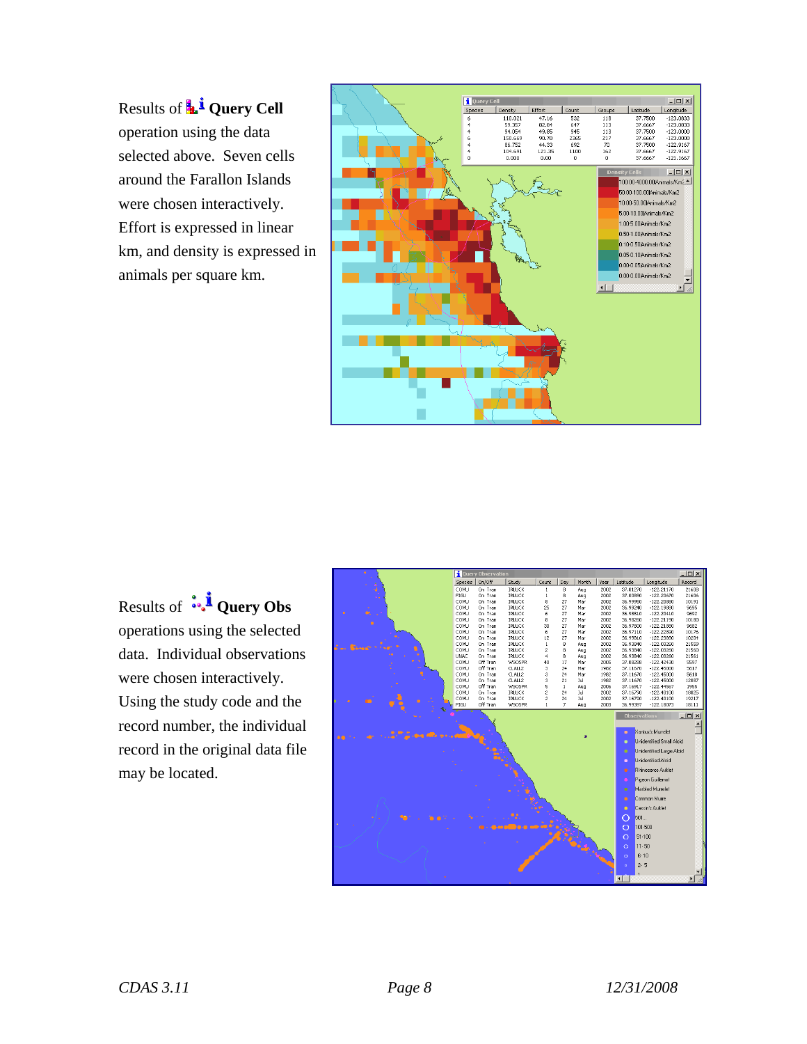Results of **Query Cell** operation using the data selected above. Seven cells around the Farallon Islands were chosen interactively. Effort is expressed in linear km, and density is expressed in animals per square km.

Results of **Query Obs** operations using the selected data. Individual observations were chosen interactively. Using the study code and the record number, the individual record in the original data file may be located.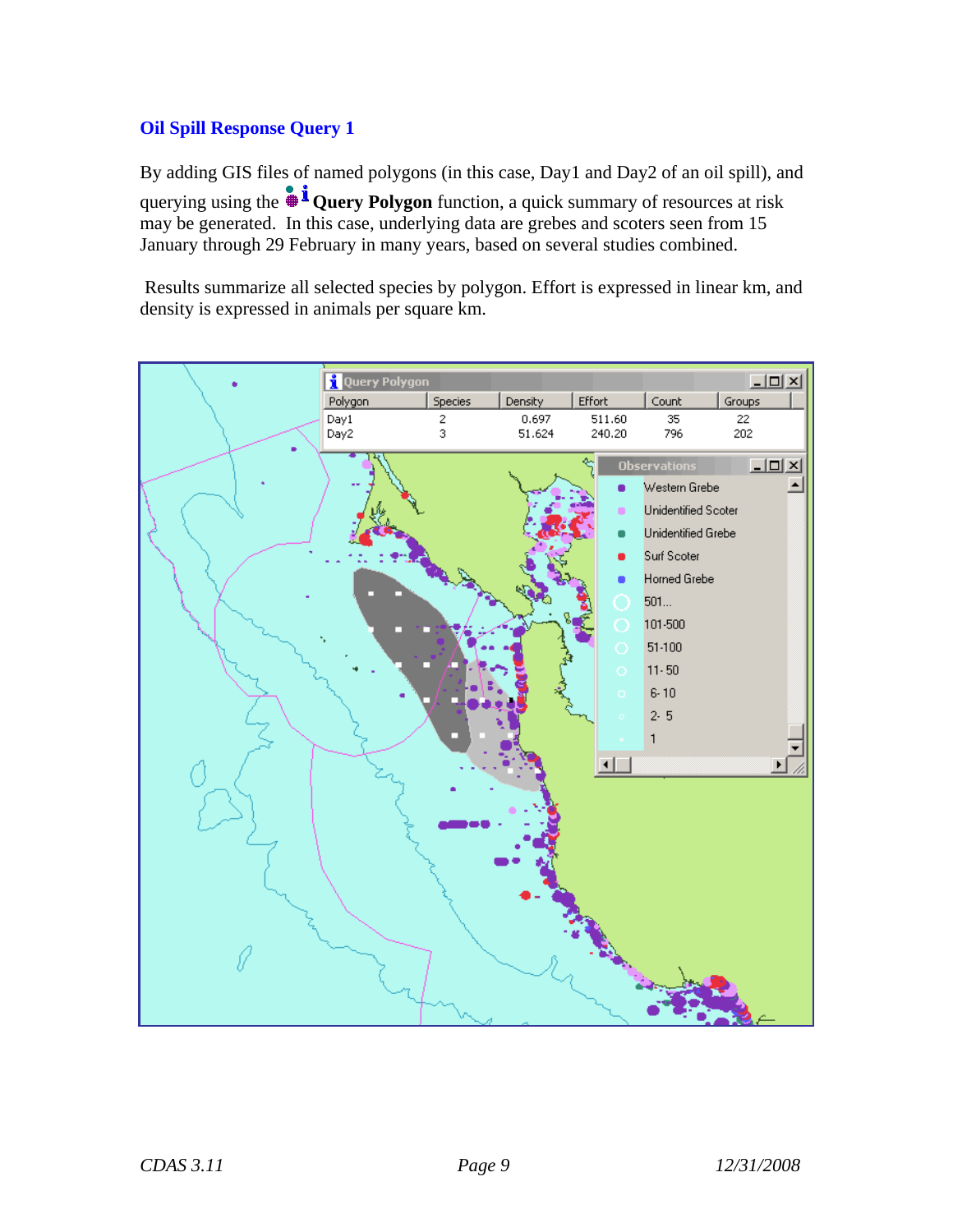## Oil Spill Response Query 1

By adding GIS files of named polygons (in this case, Day1 and Day2 of an oil spill), and querying using the **Query Polygon** function, a quick summary of resources at risk may be generated. In this case, underlying data are grebes and scoters seen from 15 January through 29 February in many years, based on several studies combined.

Results summarize all selected species by polygon. Effort is expressed in linear km, and density is expressed in animals per square km.

| Polygon | Species | Density | Effort | Count | Groups |
|---|---|---|---|---|---|
| Day1 | 2 | 0.697 | 511.60 | 35 | 22 |
| Day2 | 3 | 51.624 | 240.20 | 796 | 202 |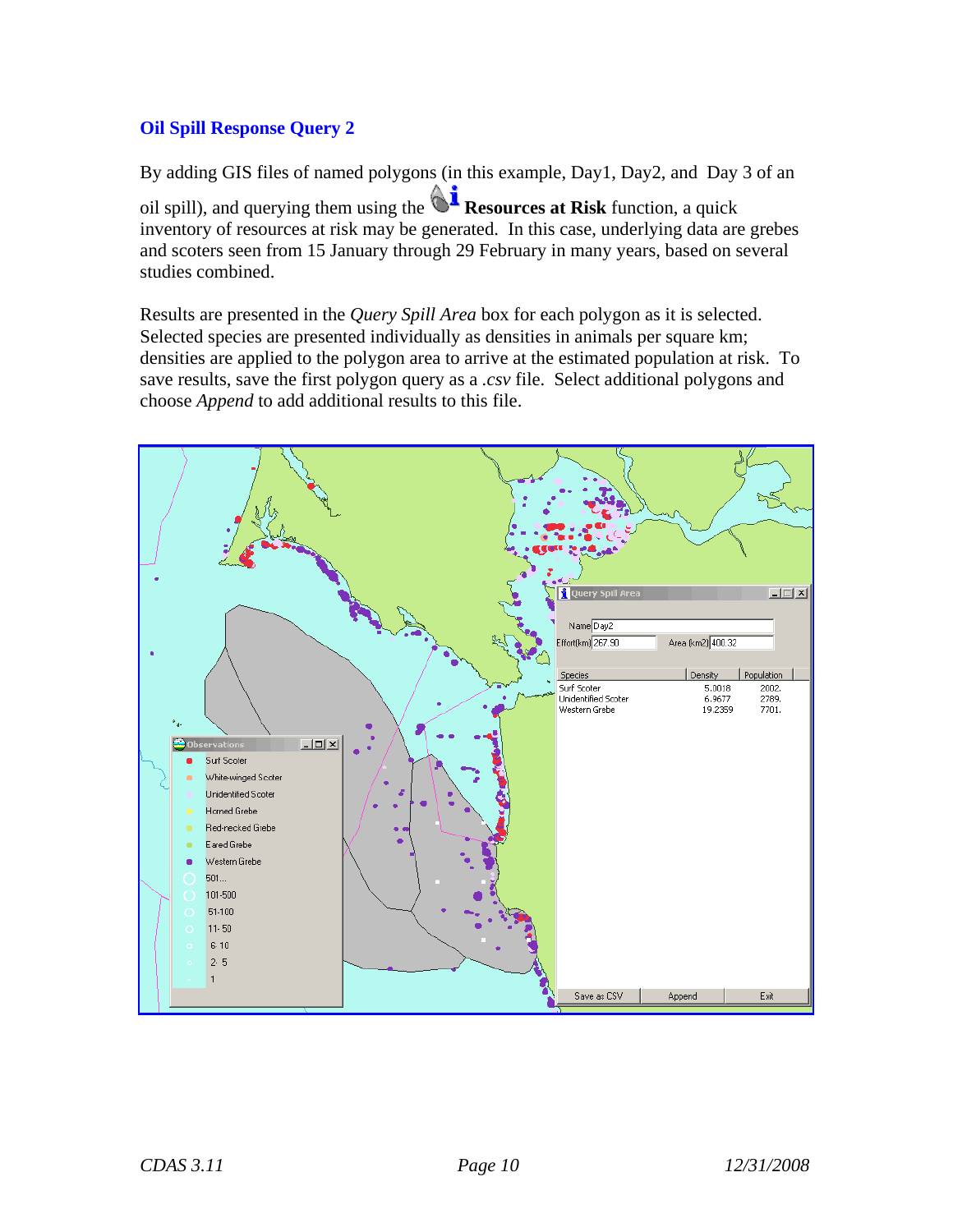### Oil Spill Response Query 2

By adding GIS files of named polygons (in this example, Day1, Day2, and Day 3 of an oil spill), and querying them using the **Resources at Risk** function, a quick inventory of resources at risk may be generated. In this case, underlying data are grebes and scoters seen from 15 January through 29 February in many years, based on several studies combined.

Results are presented in the *Query Spill Area* box for each polygon as it is selected. Selected species are presented individually as densities in animals per square km; densities are applied to the polygon area to arrive at the estimated population at risk. To save results, save the first polygon query as a *.csv* file. Select additional polygons and choose *Append* to add additional results to this file.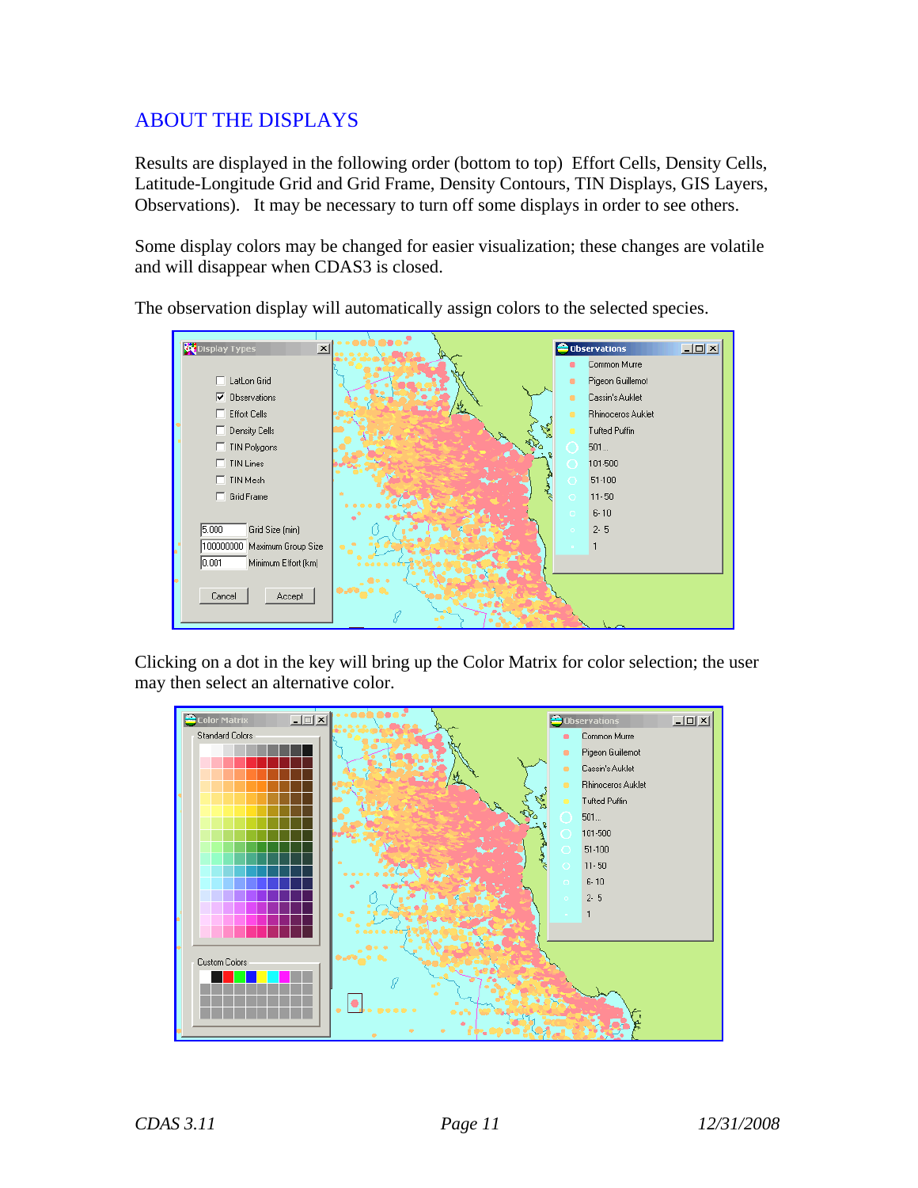## ABOUT THE DISPLAYS

Results are displayed in the following order (bottom to top) Effort Cells, Density Cells, Latitude-Longitude Grid and Grid Frame, Density Contours, TIN Displays, GIS Layers, Observations). It may be necessary to turn off some displays in order to see others.

Some display colors may be changed for easier visualization; these changes are volatile and will disappear when CDAS3 is closed.

The observation display will automatically assign colors to the selected species.

Clicking on a dot in the key will bring up the Color Matrix for color selection; the user may then select an alternative color.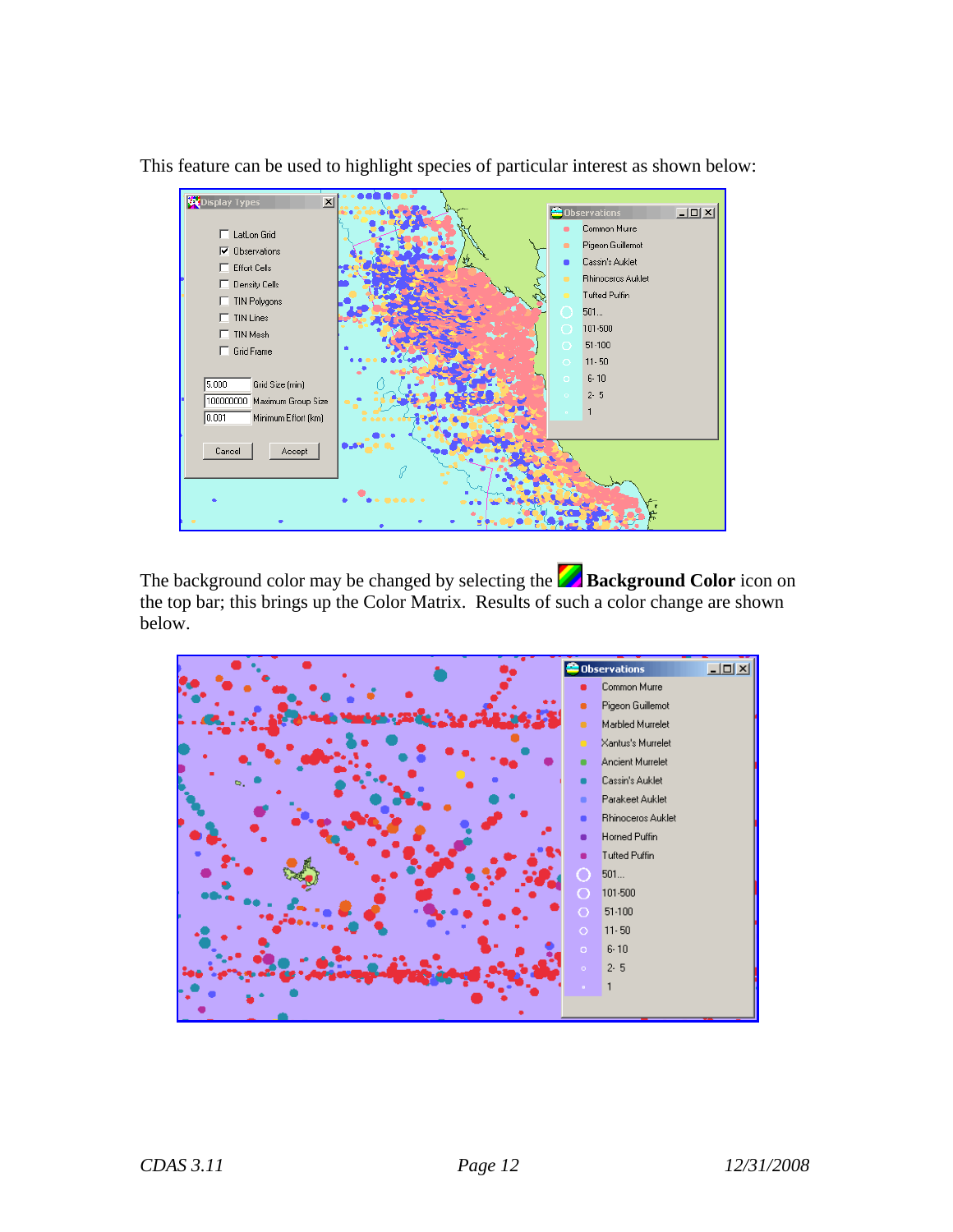This feature can be used to highlight species of particular interest as shown below:

The background color may be changed by selecting the **Background Color** icon on the top bar; this brings up the Color Matrix. Results of such a color change are shown below.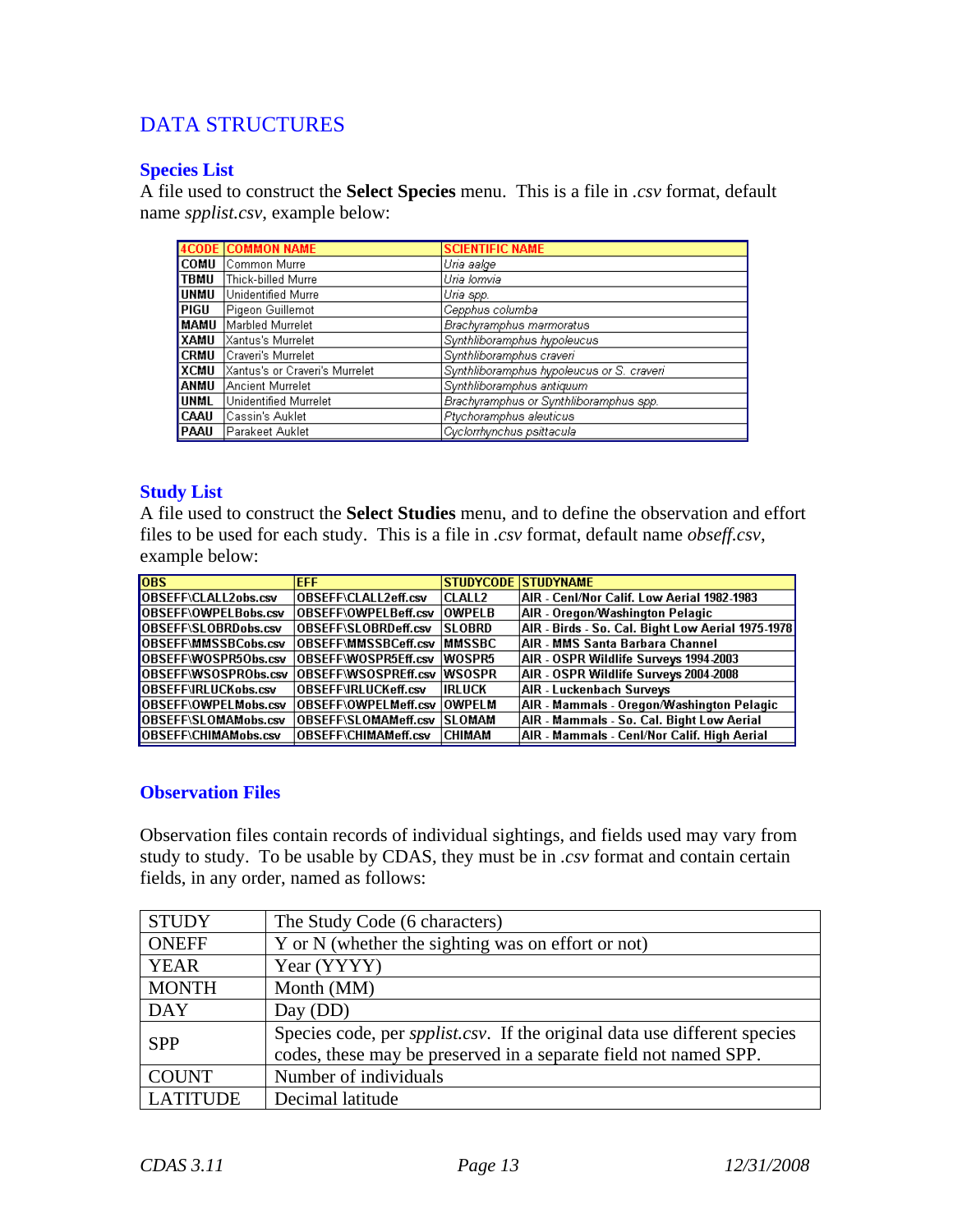# DATA STRUCTURES

## Species List

A file used to construct the **Select Species** menu. This is a file in *.csv* format, default name *spplist.csv*, example below:

| 4CODE | COMMON NAME | SCIENTIFIC NAME |
|---|---|---|
| COMU | Common Murre | *Uria aalge* |
| TBMU | Thick-billed Murre | *Uria lomvia* |
| UNMU | Unidentified Murre | *Uria spp.* |
| PIGU | Pigeon Guillemot | *Cepphus columba* |
| MAMU | Marbled Murrelet | *Brachyramphus marmoratus* |
| XAMU | Xantus's Murrelet | *Synthliboramphus hypoleucus* |
| CRMU | Craveri's Murrelet | *Synthliboramphus craveri* |
| XCMU | Xantus's or Craveri's Murrelet | *Synthliboramphus hypoleucus or S. craveri* |
| ANMU | Ancient Murrelet | *Synthliboramphus antiquum* |
| UNML | Unidentified Murrelet | *Brachyramphus or Synthliboramphus spp.* |
| CAAU | Cassin's Auklet | *Ptychoramphus aleuticus* |
| PAAU | Parakeet Auklet | *Cyclorrhynchus psittacula* |

## Study List

A file used to construct the **Select Studies** menu, and to define the observation and effort files to be used for each study. This is a file in *.csv* format, default name *obseff.csv*, example below:

| OBS | EFF | STUDYCODE | STUDYNAME |
|---|---|---|---|
| OBSEFF\CLALL2obs.csv | OBSEFF\CLALL2eff.csv | CLALL2 | AIR - Cenl/Nor Calif. Low Aerial 1982-1983 |
| OBSEFF\OWPELBobs.csv | OBSEFF\OWPELBeff.csv | OWPELB | AIR - Oregon/Washington Pelagic |
| OBSEFF\SLOBRDobs.csv | OBSEFF\SLOBRDeff.csv | SLOBRD | AIR - Birds - So. Cal. Bight Low Aerial 1975-1978 |
| OBSEFF\MMSSBCobs.csv | OBSEFF\MMSSBCeff.csv | MMSSBC | AIR - MMS Santa Barbara Channel |
| OBSEFF\WOSPR5Obs.csv | OBSEFF\WOSPR5Eff.csv | WOSPR5 | AIR - OSPR Wildlife Surveys 1994-2003 |
| OBSEFF\WSOSPRObs.csv | OBSEFF\WSOSPREff.csv | WSOSPR | AIR - OSPR Wildlife Surveys 2004-2008 |
| OBSEFF\IRLUCKobs.csv | OBSEFF\IRLUCKeff.csv | IRLUCK | AIR - Luckenbach Surveys |
| OBSEFF\OWPELMobs.csv | OBSEFF\OWPELMeff.csv | OWPELM | AIR - Mammals - Oregon/Washington Pelagic |
| OBSEFF\SLOMAMobs.csv | OBSEFF\SLOMAMeff.csv | SLOMAM | AIR - Mammals - So. Cal. Bight Low Aerial |
| OBSEFF\CHIMAMobs.csv | OBSEFF\CHIMAMeff.csv | CHIMAM | AIR - Mammals - Cenl/Nor Calif. High Aerial |

## Observation Files

Observation files contain records of individual sightings, and fields used may vary from study to study. To be usable by CDAS, they must be in *.csv* format and contain certain fields, in any order, named as follows:

| | |
|---|---|
| STUDY | The Study Code (6 characters) |
| ONEFF | Y or N (whether the sighting was on effort or not) |
| YEAR | Year (YYYY) |
| MONTH | Month (MM) |
| DAY | Day (DD) |
| SPP | Species code, per *spplist.csv*. If the original data use different species codes, these may be preserved in a separate field not named SPP. |
| COUNT | Number of individuals |
| LATITUDE | Decimal latitude |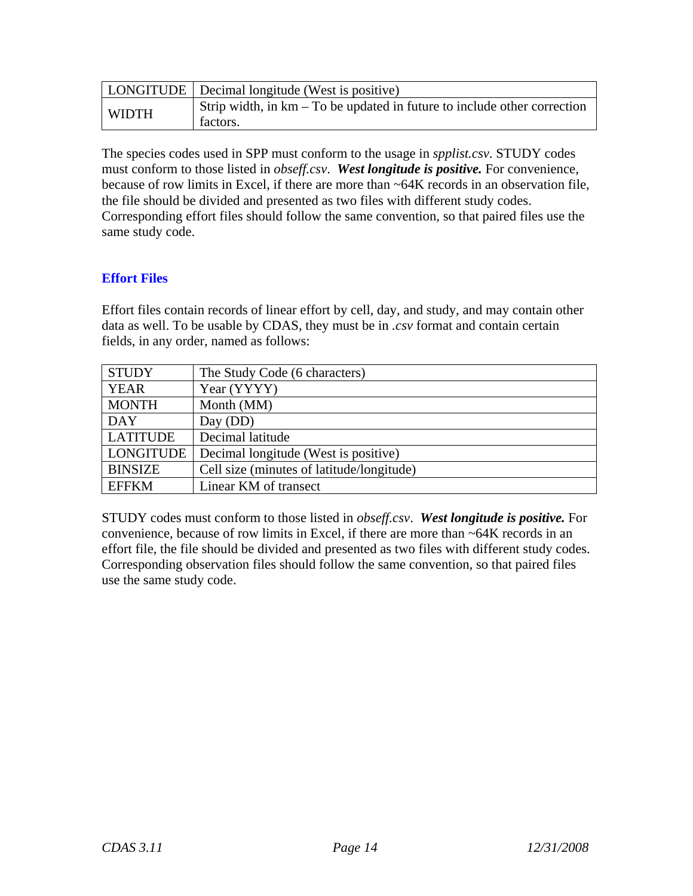| | |
|---|---|
| LONGITUDE | Decimal longitude (West is positive) |
| WIDTH | Strip width, in km – To be updated in future to include other correction factors. |

The species codes used in SPP must conform to the usage in *spplist.csv*. STUDY codes must conform to those listed in *obseff.csv*. ***West longitude is positive.*** For convenience, because of row limits in Excel, if there are more than ~64K records in an observation file, the file should be divided and presented as two files with different study codes. Corresponding effort files should follow the same convention, so that paired files use the same study code.

### Effort Files

Effort files contain records of linear effort by cell, day, and study, and may contain other data as well. To be usable by CDAS, they must be in *.csv* format and contain certain fields, in any order, named as follows:

| | |
|---|---|
| STUDY | The Study Code (6 characters) |
| YEAR | Year (YYYY) |
| MONTH | Month (MM) |
| DAY | Day (DD) |
| LATITUDE | Decimal latitude |
| LONGITUDE | Decimal longitude (West is positive) |
| BINSIZE | Cell size (minutes of latitude/longitude) |
| EFFKM | Linear KM of transect |

STUDY codes must conform to those listed in *obseff.csv*. ***West longitude is positive.*** For convenience, because of row limits in Excel, if there are more than ~64K records in an effort file, the file should be divided and presented as two files with different study codes. Corresponding observation files should follow the same convention, so that paired files use the same study code.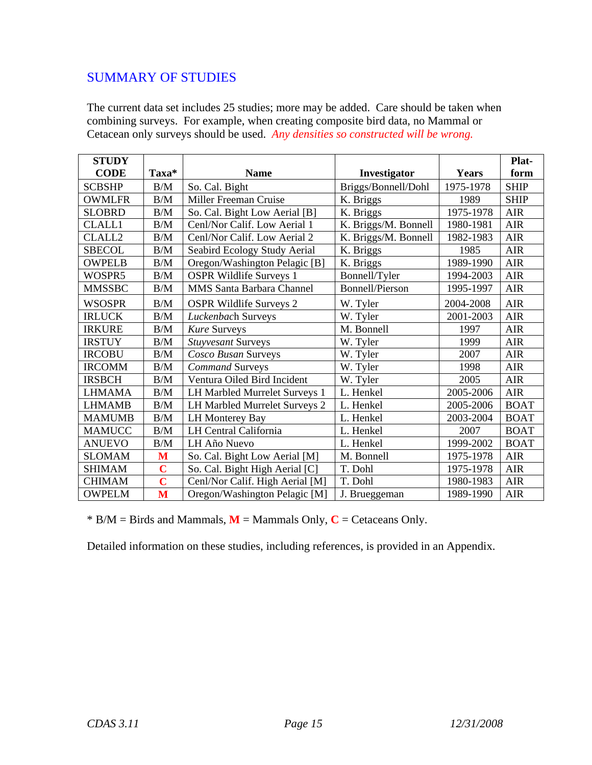## SUMMARY OF STUDIES

The current data set includes 25 studies; more may be added. Care should be taken when combining surveys. For example, when creating composite bird data, no Mammal or Cetacean only surveys should be used. *Any densities so constructed will be wrong.*

| STUDY CODE | Taxa* | Name | Investigator | Years | Plat-form |
|---|---|---|---|---|---|
| SCBSHP | B/M | So. Cal. Bight | Briggs/Bonnell/Dohl | 1975-1978 | SHIP |
| OWMLFR | B/M | Miller Freeman Cruise | K. Briggs | 1989 | SHIP |
| SLOBRD | B/M | So. Cal. Bight Low Aerial [B] | K. Briggs | 1975-1978 | AIR |
| CLALL1 | B/M | Cenl/Nor Calif. Low Aerial 1 | K. Briggs/M. Bonnell | 1980-1981 | AIR |
| CLALL2 | B/M | Cenl/Nor Calif. Low Aerial 2 | K. Briggs/M. Bonnell | 1982-1983 | AIR |
| SBECOL | B/M | Seabird Ecology Study Aerial | K. Briggs | 1985 | AIR |
| OWPELB | B/M | Oregon/Washington Pelagic [B] | K. Briggs | 1989-1990 | AIR |
| WOSPR5 | B/M | OSPR Wildlife Surveys 1 | Bonnell/Tyler | 1994-2003 | AIR |
| MMSSBC | B/M | MMS Santa Barbara Channel | Bonnell/Pierson | 1995-1997 | AIR |
| WSOSPR | B/M | OSPR Wildlife Surveys 2 | W. Tyler | 2004-2008 | AIR |
| IRLUCK | B/M | *Luckenbach* Surveys | W. Tyler | 2001-2003 | AIR |
| IRKURE | B/M | *Kure* Surveys | M. Bonnell | 1997 | AIR |
| IRSTUY | B/M | *Stuyvesant* Surveys | W. Tyler | 1999 | AIR |
| IRCOBU | B/M | *Cosco Busan* Surveys | W. Tyler | 2007 | AIR |
| IRCOMM | B/M | *Command* Surveys | W. Tyler | 1998 | AIR |
| IRSBCH | B/M | Ventura Oiled Bird Incident | W. Tyler | 2005 | AIR |
| LHMAMA | B/M | LH Marbled Murrelet Surveys 1 | L. Henkel | 2005-2006 | AIR |
| LHMAMB | B/M | LH Marbled Murrelet Surveys 2 | L. Henkel | 2005-2006 | BOAT |
| MAMUMB | B/M | LH Monterey Bay | L. Henkel | 2003-2004 | BOAT |
| MAMUCC | B/M | LH Central California | L. Henkel | 2007 | BOAT |
| ANUEVO | B/M | LH Año Nuevo | L. Henkel | 1999-2002 | BOAT |
| SLOMAM | **M** | So. Cal. Bight Low Aerial [M] | M. Bonnell | 1975-1978 | AIR |
| SHIMAM | **C** | So. Cal. Bight High Aerial [C] | T. Dohl | 1975-1978 | AIR |
| CHIMAM | **C** | Cenl/Nor Calif. High Aerial [M] | T. Dohl | 1980-1983 | AIR |
| OWPELM | **M** | Oregon/Washington Pelagic [M] | J. Brueggeman | 1989-1990 | AIR |

* B/M = Birds and Mammals, **M** = Mammals Only, **C** = Cetaceans Only.

Detailed information on these studies, including references, is provided in an Appendix.